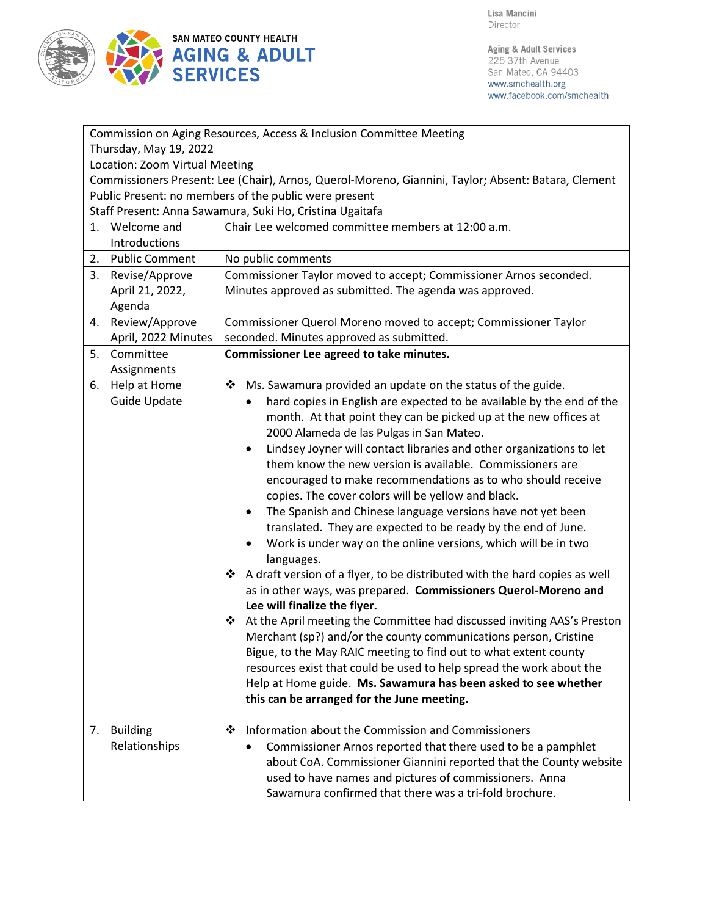SAN MATEO COUNTY HEALTH
**AGING & ADULT SERVICES**

Lisa Mancini
Director

Aging & Adult Services
225 37th Avenue
San Mateo, CA 94403
www.smchealth.org
www.facebook.com/smchealth

Commission on Aging Resources, Access & Inclusion Committee Meeting
Thursday, May 19, 2022
Location: Zoom Virtual Meeting
Commissioners Present: Lee (Chair), Arnos, Querol-Moreno, Giannini, Taylor; Absent: Batara, Clement
Public Present: no members of the public were present
Staff Present: Anna Sawamura, Suki Ho, Cristina Ugaitafa

| Item | Discussion |
|---|---|
| 1. Welcome and Introductions | Chair Lee welcomed committee members at 12:00 a.m. |
| 2. Public Comment | No public comments |
| 3. Revise/Approve April 21, 2022, Agenda | Commissioner Taylor moved to accept; Commissioner Arnos seconded. Minutes approved as submitted. The agenda was approved. |
| 4. Review/Approve April, 2022 Minutes | Commissioner Querol Moreno moved to accept; Commissioner Taylor seconded. Minutes approved as submitted. |
| 5. Committee Assignments | **Commissioner Lee agreed to take minutes.** |
| 6. Help at Home Guide Update | ❖ Ms. Sawamura provided an update on the status of the guide.<br>• hard copies in English are expected to be available by the end of the month. At that point they can be picked up at the new offices at 2000 Alameda de las Pulgas in San Mateo.<br>• Lindsey Joyner will contact libraries and other organizations to let them know the new version is available. Commissioners are encouraged to make recommendations as to who should receive copies. The cover colors will be yellow and black.<br>• The Spanish and Chinese language versions have not yet been translated. They are expected to be ready by the end of June.<br>• Work is under way on the online versions, which will be in two languages.<br>❖ A draft version of a flyer, to be distributed with the hard copies as well as in other ways, was prepared. **Commissioners Querol-Moreno and Lee will finalize the flyer.**<br>❖ At the April meeting the Committee had discussed inviting AAS's Preston Merchant (sp?) and/or the county communications person, Cristine Bigue, to the May RAIC meeting to find out to what extent county resources exist that could be used to help spread the work about the Help at Home guide. **Ms. Sawamura has been asked to see whether this can be arranged for the June meeting.** |
| 7. Building Relationships | ❖ Information about the Commission and Commissioners<br>• Commissioner Arnos reported that there used to be a pamphlet about CoA. Commissioner Giannini reported that the County website used to have names and pictures of commissioners. Anna Sawamura confirmed that there was a tri-fold brochure. |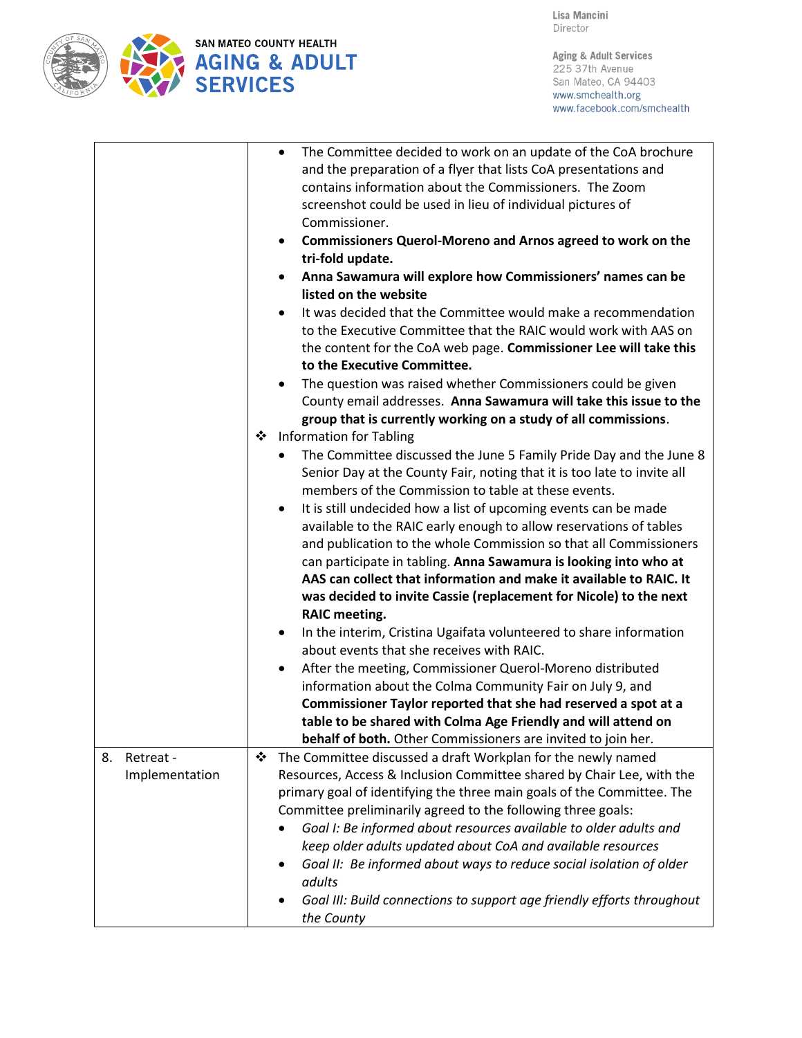| | |
|---|---|
| | • The Committee decided to work on an update of the CoA brochure and the preparation of a flyer that lists CoA presentations and contains information about the Commissioners. The Zoom screenshot could be used in lieu of individual pictures of Commissioner.<br>• **Commissioners Querol-Moreno and Arnos agreed to work on the tri-fold update.**<br>• **Anna Sawamura will explore how Commissioners' names can be listed on the website**<br>• It was decided that the Committee would make a recommendation to the Executive Committee that the RAIC would work with AAS on the content for the CoA web page. **Commissioner Lee will take this to the Executive Committee.**<br>• The question was raised whether Commissioners could be given County email addresses. **Anna Sawamura will take this issue to the group that is currently working on a study of all commissions**.<br>❖ Information for Tabling<br>• The Committee discussed the June 5 Family Pride Day and the June 8 Senior Day at the County Fair, noting that it is too late to invite all members of the Commission to table at these events.<br>• It is still undecided how a list of upcoming events can be made available to the RAIC early enough to allow reservations of tables and publication to the whole Commission so that all Commissioners can participate in tabling. **Anna Sawamura is looking into who at AAS can collect that information and make it available to RAIC. It was decided to invite Cassie (replacement for Nicole) to the next RAIC meeting.**<br>• In the interim, Cristina Ugaifata volunteered to share information about events that she receives with RAIC.<br>• After the meeting, Commissioner Querol-Moreno distributed information about the Colma Community Fair on July 9, and **Commissioner Taylor reported that she had reserved a spot at a table to be shared with Colma Age Friendly and will attend on behalf of both.** Other Commissioners are invited to join her. |
| 8. Retreat - Implementation | ❖ The Committee discussed a draft Workplan for the newly named Resources, Access & Inclusion Committee shared by Chair Lee, with the primary goal of identifying the three main goals of the Committee. The Committee preliminarily agreed to the following three goals:<br>• *Goal I: Be informed about resources available to older adults and keep older adults updated about CoA and available resources*<br>• *Goal II: Be informed about ways to reduce social isolation of older adults*<br>• *Goal III: Build connections to support age friendly efforts throughout the County* |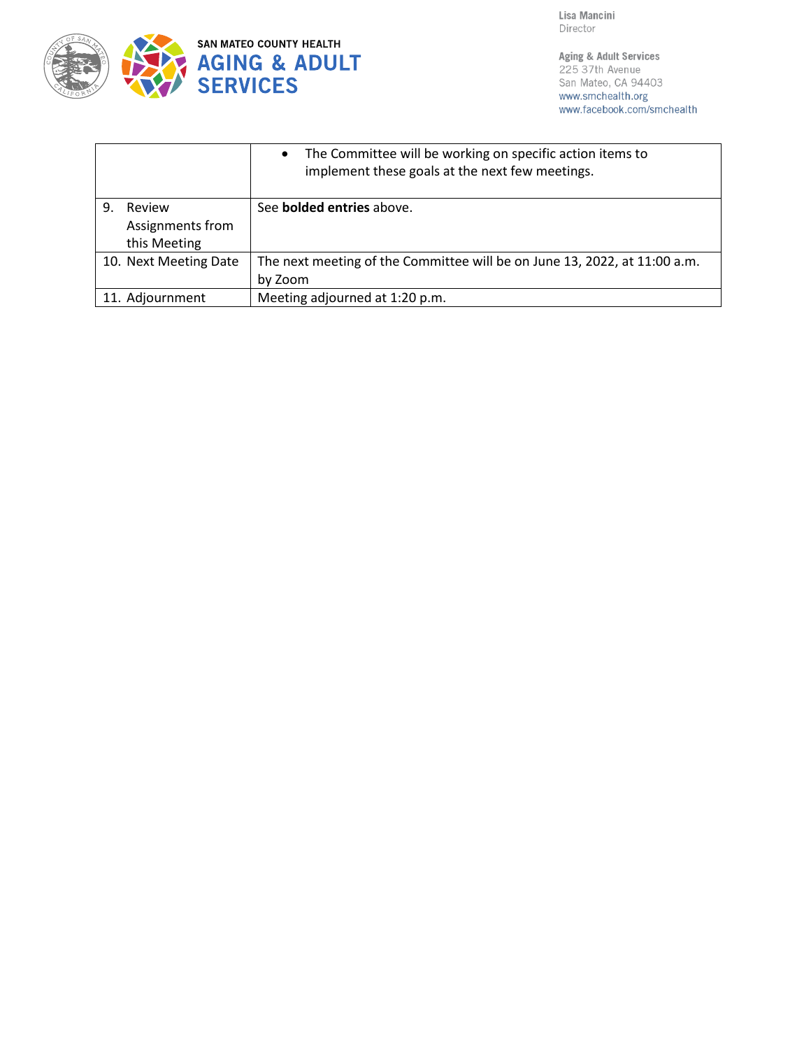| | |
|---|---|
| | • The Committee will be working on specific action items to implement these goals at the next few meetings. |
| 9. Review Assignments from this Meeting | See **bolded entries** above. |
| 10. Next Meeting Date | The next meeting of the Committee will be on June 13, 2022, at 11:00 a.m. by Zoom |
| 11. Adjournment | Meeting adjourned at 1:20 p.m. |